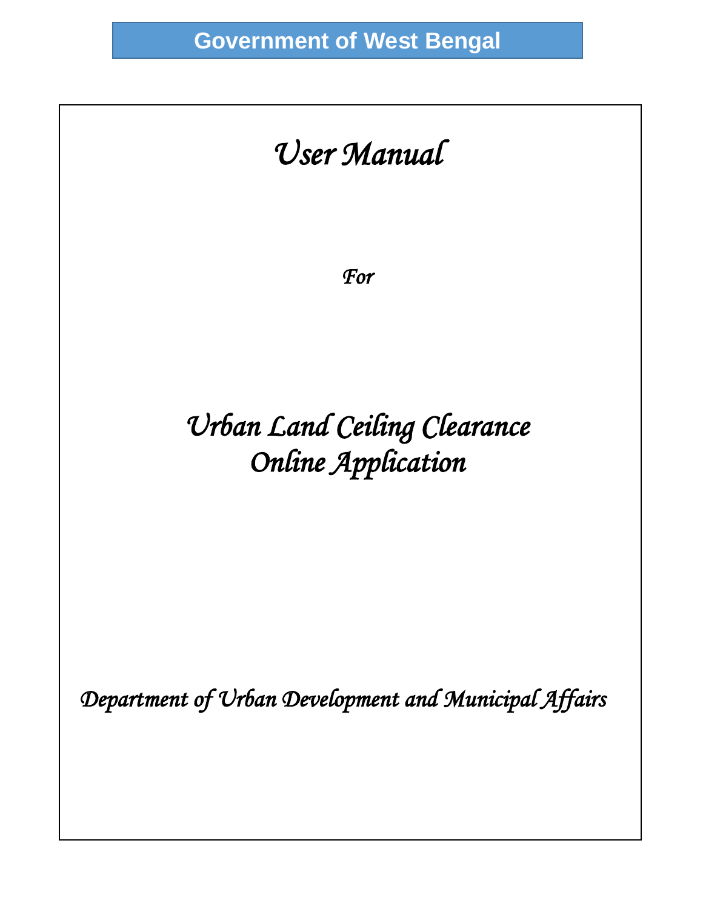**Government of West Bengal**

# *User Manual*

*For*

# *Urban Land Ceiling Clearance Online Application*

*Department of Urban Development and Municipal Affairs*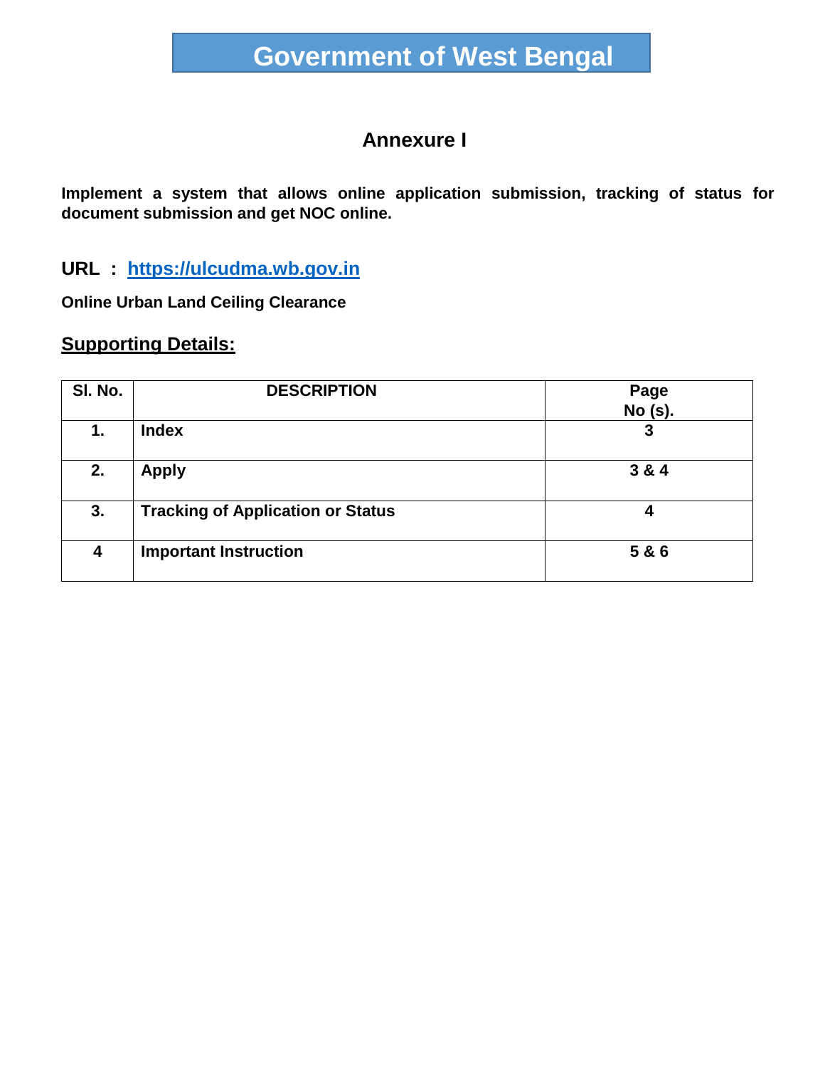# Government of West Bengal

## Annexure I

**Implement a system that allows online application submission, tracking of status for document submission and get NOC online.**

**URL : [https://ulcudma.wb.gov.in](https://ulcudma.wb.gov.in)**

**Online Urban Land Ceiling Clearance**

**Supporting Details:**

| Sl. No. | DESCRIPTION | Page No (s). |
|---|---|---|
| 1. | Index | 3 |
| 2. | Apply | 3 & 4 |
| 3. | Tracking of Application or Status | 4 |
| 4 | Important Instruction | 5 & 6 |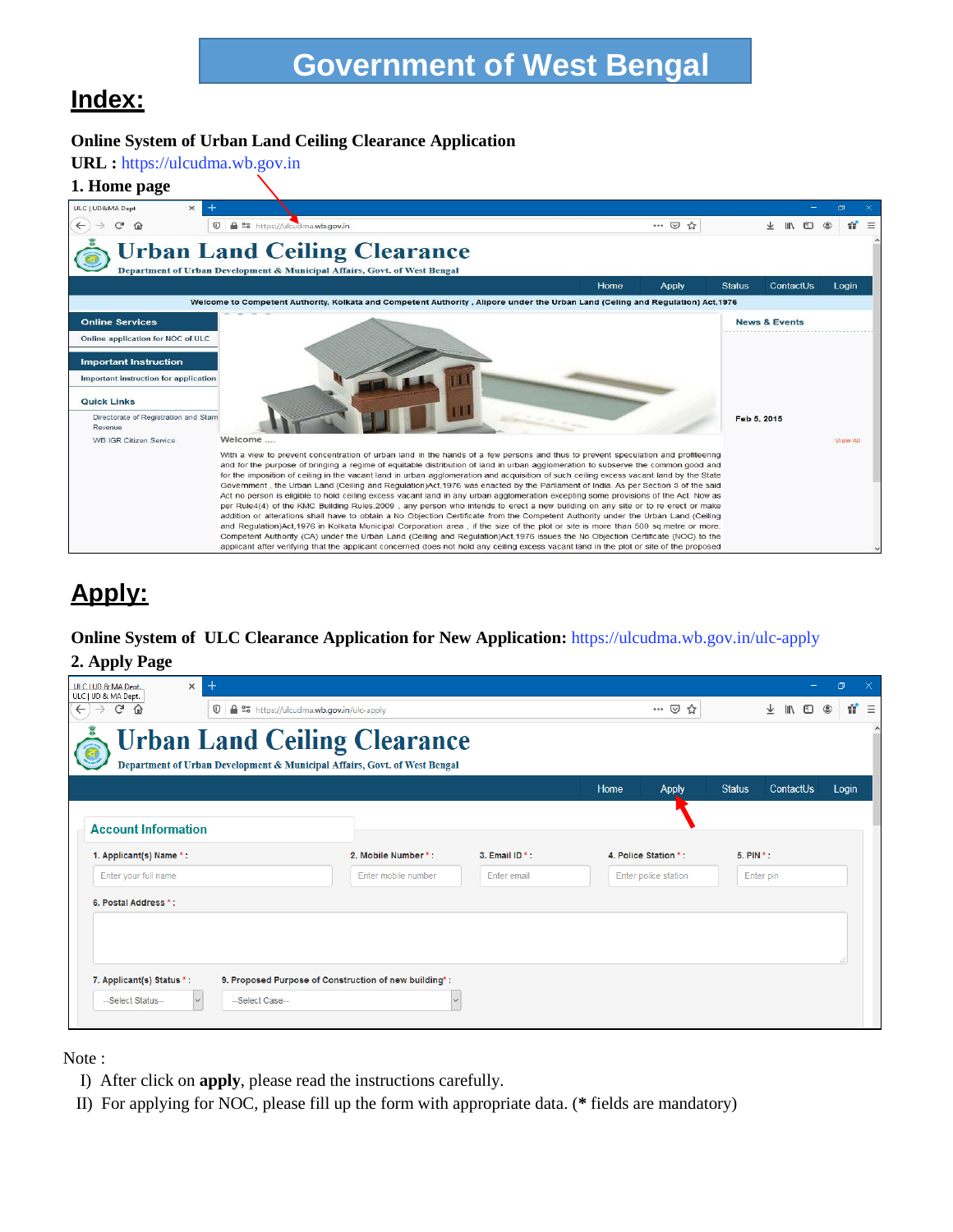# Government of West Bengal

## Index:

**Online System of Urban Land Ceiling Clearance Application**

**URL :** https://ulcudma.wb.gov.in

**1. Home page**

## Apply:

**Online System of ULC Clearance Application for New Application:** https://ulcudma.wb.gov.in/ulc-apply

**2. Apply Page**

Note :

I) After click on **apply**, please read the instructions carefully.

II) For applying for NOC, please fill up the form with appropriate data. (**\*** fields are mandatory)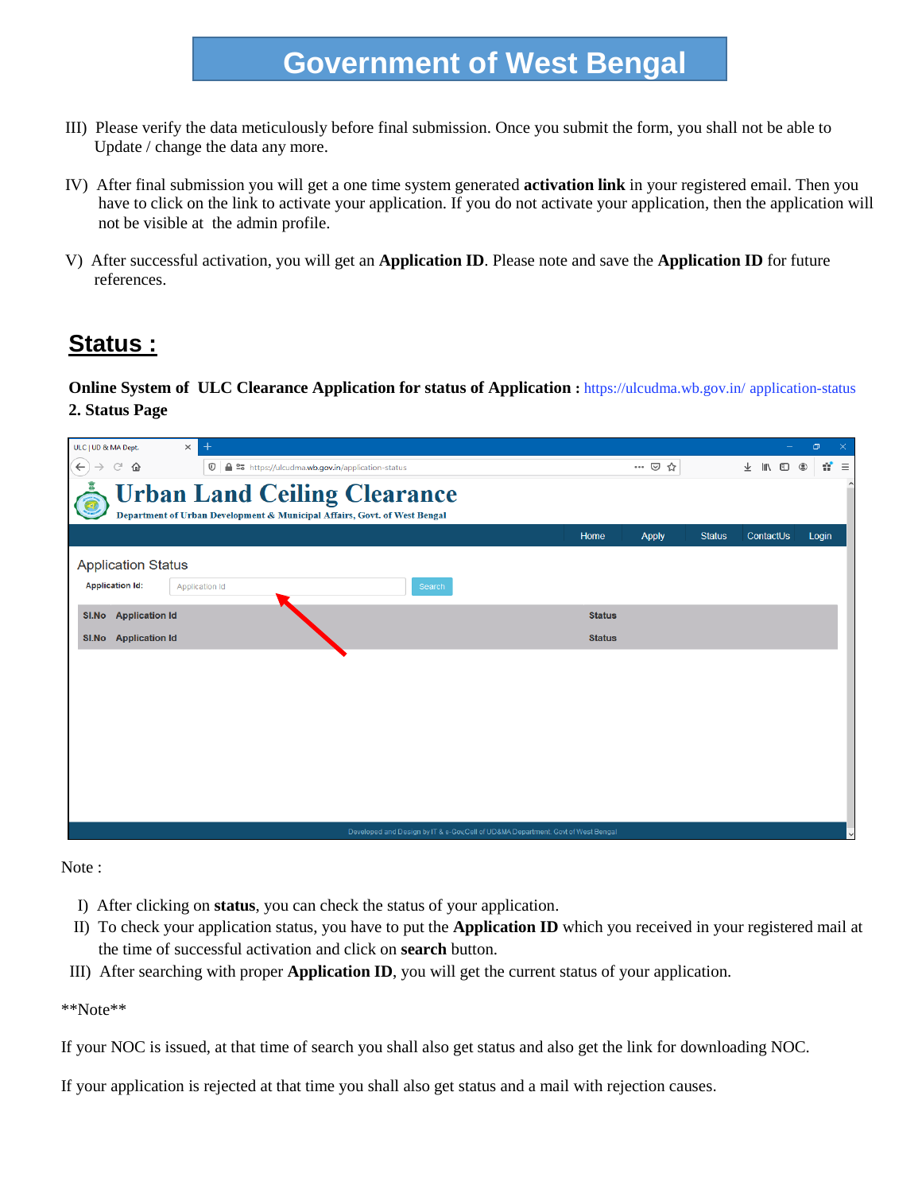# Government of West Bengal

III) Please verify the data meticulously before final submission. Once you submit the form, you shall not be able to Update / change the data any more.

IV) After final submission you will get a one time system generated **activation link** in your registered email. Then you have to click on the link to activate your application. If you do not activate your application, then the application will not be visible at the admin profile.

V) After successful activation, you will get an **Application ID**. Please note and save the **Application ID** for future references.

## Status :

**Online System of ULC Clearance Application for status of Application :** https://ulcudma.wb.gov.in/ application-status

**2. Status Page**

Note :

I) After clicking on **status**, you can check the status of your application.

II) To check your application status, you have to put the **Application ID** which you received in your registered mail at the time of successful activation and click on **search** button.

III) After searching with proper **Application ID**, you will get the current status of your application.

**Note**

If your NOC is issued, at that time of search you shall also get status and also get the link for downloading NOC.

If your application is rejected at that time you shall also get status and a mail with rejection causes.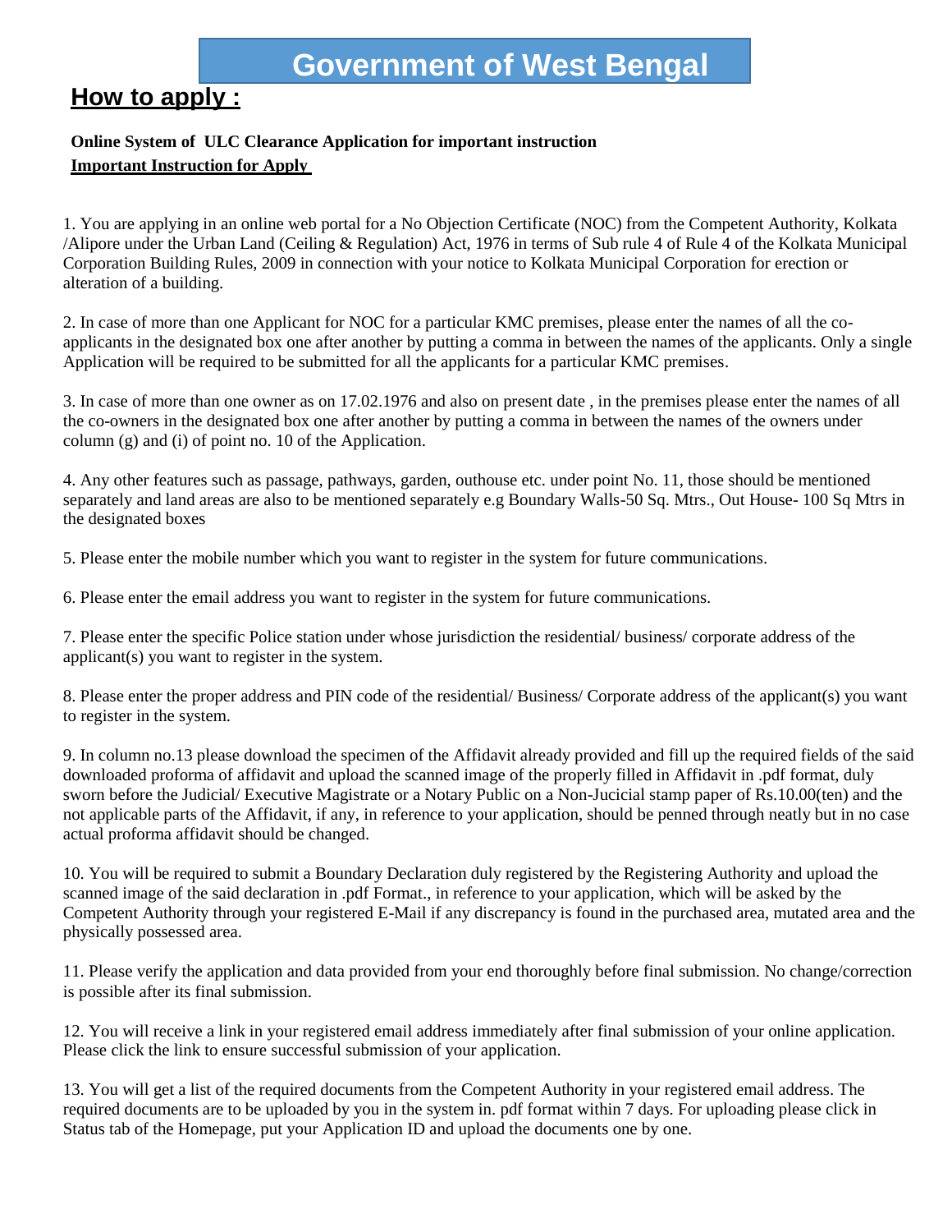# Government of West Bengal

## How to apply :

**Online System of ULC Clearance Application for important instruction**

**Important Instruction for Apply**

1. You are applying in an online web portal for a No Objection Certificate (NOC) from the Competent Authority, Kolkata /Alipore under the Urban Land (Ceiling & Regulation) Act, 1976 in terms of Sub rule 4 of Rule 4 of the Kolkata Municipal Corporation Building Rules, 2009 in connection with your notice to Kolkata Municipal Corporation for erection or alteration of a building.

2. In case of more than one Applicant for NOC for a particular KMC premises, please enter the names of all the co-applicants in the designated box one after another by putting a comma in between the names of the applicants. Only a single Application will be required to be submitted for all the applicants for a particular KMC premises.

3. In case of more than one owner as on 17.02.1976 and also on present date , in the premises please enter the names of all the co-owners in the designated box one after another by putting a comma in between the names of the owners under column (g) and (i) of point no. 10 of the Application.

4. Any other features such as passage, pathways, garden, outhouse etc. under point No. 11, those should be mentioned separately and land areas are also to be mentioned separately e.g Boundary Walls-50 Sq. Mtrs., Out House- 100 Sq Mtrs in the designated boxes

5. Please enter the mobile number which you want to register in the system for future communications.

6. Please enter the email address you want to register in the system for future communications.

7. Please enter the specific Police station under whose jurisdiction the residential/ business/ corporate address of the applicant(s) you want to register in the system.

8. Please enter the proper address and PIN code of the residential/ Business/ Corporate address of the applicant(s) you want to register in the system.

9. In column no.13 please download the specimen of the Affidavit already provided and fill up the required fields of the said downloaded proforma of affidavit and upload the scanned image of the properly filled in Affidavit in .pdf format, duly sworn before the Judicial/ Executive Magistrate or a Notary Public on a Non-Jucicial stamp paper of Rs.10.00(ten) and the not applicable parts of the Affidavit, if any, in reference to your application, should be penned through neatly but in no case actual proforma affidavit should be changed.

10. You will be required to submit a Boundary Declaration duly registered by the Registering Authority and upload the scanned image of the said declaration in .pdf Format., in reference to your application, which will be asked by the Competent Authority through your registered E-Mail if any discrepancy is found in the purchased area, mutated area and the physically possessed area.

11. Please verify the application and data provided from your end thoroughly before final submission. No change/correction is possible after its final submission.

12. You will receive a link in your registered email address immediately after final submission of your online application. Please click the link to ensure successful submission of your application.

13. You will get a list of the required documents from the Competent Authority in your registered email address. The required documents are to be uploaded by you in the system in. pdf format within 7 days. For uploading please click in Status tab of the Homepage, put your Application ID and upload the documents one by one.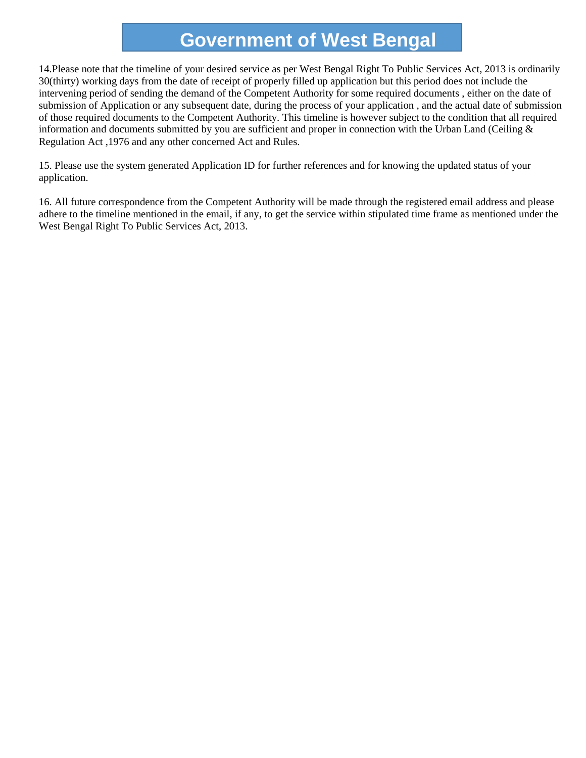# Government of West Bengal

14.Please note that the timeline of your desired service as per West Bengal Right To Public Services Act, 2013 is ordinarily 30(thirty) working days from the date of receipt of properly filled up application but this period does not include the intervening period of sending the demand of the Competent Authority for some required documents , either on the date of submission of Application or any subsequent date, during the process of your application , and the actual date of submission of those required documents to the Competent Authority. This timeline is however subject to the condition that all required information and documents submitted by you are sufficient and proper in connection with the Urban Land (Ceiling & Regulation Act ,1976 and any other concerned Act and Rules.

15. Please use the system generated Application ID for further references and for knowing the updated status of your application.

16. All future correspondence from the Competent Authority will be made through the registered email address and please adhere to the timeline mentioned in the email, if any, to get the service within stipulated time frame as mentioned under the West Bengal Right To Public Services Act, 2013.